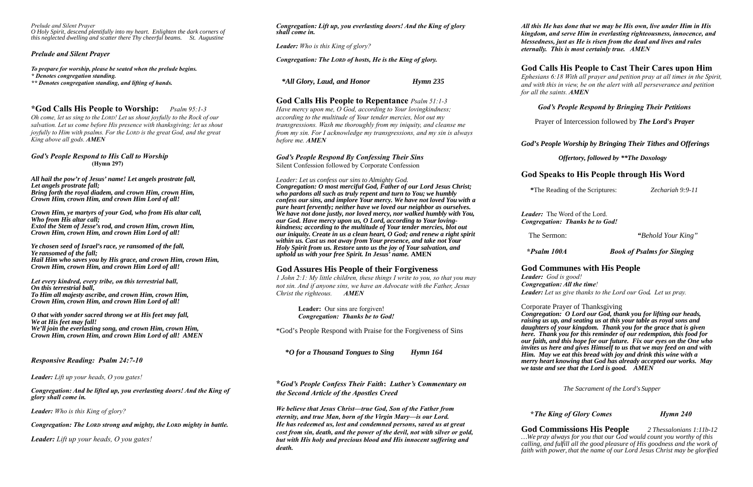*Prelude and Silent Prayer*
*O Holy Spirit, descend plentifully into my heart. Enlighten the dark corners of this neglected dwelling and scatter there Thy cheerful beams. St. Augustine*

### *Prelude and Silent Prayer*

***To prepare for worship, please be seated when the prelude begins.***
***\* Denotes congregation standing.***
***\*\* Denotes congregation standing, and lifting of hands.***

## *God Calls His People to Worship: *Psalm 95:1-3**

*Oh come, let us sing to the LORD! Let us shout joyfully to the Rock of our salvation. Let us come before His presence with thanksgiving; let us shout joyfully to Him with psalms. For the LORD is the great God, and the great King above all gods. **AMEN***

### *God's People Respond to His Call to Worship*
**(Hymn 297)**

***All hail the pow'r of Jesus' name! Let angels prostrate fall,***
***Let angels prostrate fall;***
***Bring forth the royal diadem, and crown Him, crown Him,***
***Crown Him, crown Him, and crown Him Lord of all!***

***Crown Him, ye martyrs of your God, who from His altar call,***
***Who from His altar call;***
***Extol the Stem of Jesse's rod, and crown Him, crown Him,***
***Crown Him, crown Him, and crown Him Lord of all!***

***Ye chosen seed of Israel's race, ye ransomed of the fall,***
***Ye ransomed of the fall;***
***Hail Him who saves you by His grace, and crown Him, crown Him,***
***Crown Him, crown Him, and crown Him Lord of all!***

***Let every kindred, every tribe, on this terrestrial ball,***
***On this terrestrial ball,***
***To Him all majesty ascribe, and crown Him, crown Him,***
***Crown Him, crown Him, and crown Him Lord of all!***

***O that with yonder sacred throng we at His feet may fall,***
***We at His feet may fall!***
***We'll join the everlasting song, and crown Him, crown Him,***
***Crown Him, crown Him, and crown Him Lord of all! AMEN***

### *Responsive Reading: Psalm 24:7-10*

***Leader:*** *Lift up your heads, O you gates!*

***Congregation: And be lifted up, you everlasting doors! And the King of glory shall come in.***

***Leader:*** *Who is this King of glory?*

***Congregation: The LORD strong and mighty, the LORD mighty in battle.***

***Leader:*** *Lift up your heads, O you gates!*

***Congregation: Lift up, you everlasting doors! And the King of glory shall come in.***

***Leader:*** *Who is this King of glory?*

***Congregation: The LORD of hosts, He is the King of glory.***

***\*All Glory, Laud, and Honor — Hymn 235***

## God Calls His People to Repentance *Psalm 51:1-3*

*Have mercy upon me, O God, according to Your lovingkindness; according to the multitude of Your tender mercies, blot out my transgressions. Wash me thoroughly from my iniquity, and cleanse me from my sin. For I acknowledge my transgressions, and my sin is always before me. **AMEN***

### *God's People Respond By Confessing Their Sins*
Silent Confession followed by Corporate Confession

*Leader: Let us confess our sins to Almighty God.*
***Congregation: O most merciful God, Father of our Lord Jesus Christ; who pardons all such as truly repent and turn to You; we humbly confess our sins, and implore Your mercy. We have not loved You with a pure heart fervently; neither have we loved our neighbor as ourselves. We have not done justly, nor loved mercy, nor walked humbly with You, our God. Have mercy upon us, O Lord, according to Your loving-kindness; according to the multitude of Your tender mercies, blot out our iniquity. Create in us a clean heart, O God; and renew a right spirit within us. Cast us not away from Your presence, and take not Your Holy Spirit from us. Restore unto us the joy of Your salvation, and uphold us with your free Spirit. In Jesus' name.*** **AMEN**

## God Assures His People of their Forgiveness

*1 John 2:1: My little children, these things I write to you, so that you may not sin. And if anyone sins, we have an Advocate with the Father, Jesus Christ the righteous. **AMEN***

**Leader:** Our sins are forgiven!
***Congregation: Thanks be to God!***

\*God's People Respond with Praise for the Forgiveness of Sins

***\*O for a Thousand Tongues to Sing — Hymn 164***

### *\*God's People Confess Their Faith: Luther's Commentary on the Second Article of the Apostles Creed*

***We believe that Jesus Christ—true God, Son of the Father from eternity, and true Man, born of the Virgin Mary—is our Lord. He has redeemed us, lost and condemned persons, saved us at great cost from sin, death, and the power of the devil, not with silver or gold, but with His holy and precious blood and His innocent suffering and death.***

***All this He has done that we may be His own, live under Him in His kingdom, and serve Him in everlasting righteousness, innocence, and blessedness, just as He is risen from the dead and lives and rules eternally. This is most certainly true. AMEN***

## God Calls His People to Cast Their Cares upon Him

*Ephesians 6:18 With all prayer and petition pray at all times in the Spirit, and with this in view, be on the alert with all perseverance and petition for all the saints. **AMEN***

***God's People Respond by Bringing Their Petitions***

Prayer of Intercession followed by ***The Lord's Prayer***

***God's People Worship by Bringing Their Tithes and Offerings***

***Offertory, followed by \*\*The Doxology***

## God Speaks to His People through His Word

\*The Reading of the Scriptures: *Zechariah 9:9-11*

***Leader:*** The Word of the Lord.
***Congregation: Thanks be to God!***

The Sermon: ***"Behold Your King"***

***\*Psalm 100A — Book of Psalms for Singing***

## God Communes with His People

***Leader:*** *God is good!*
***Congregation: All the time!***
***Leader:*** *Let us give thanks to the Lord our God. Let us pray.*

Corporate Prayer of Thanksgiving
***Congregation: O Lord our God, thank you for lifting our heads, raising us up, and seating us at this your table as royal sons and daughters of your kingdom. Thank you for the grace that is given here. Thank you for this reminder of our redemption, this food for our faith, and this hope for our future. Fix our eyes on the One who invites us here and gives Himself to us that we may feed on and with Him. May we eat this bread with joy and drink this wine with a merry heart knowing that God has already accepted our works. May we taste and see that the Lord is good. AMEN***

*The Sacrament of the Lord's Supper*

***\*The King of Glory Comes — Hymn 240***

## God Commissions His People *2 Thessalonians 1:11b-12*

*…We pray always for you that our God would count you worthy of this calling, and fulfill all the good pleasure of His goodness and the work of faith with power, that the name of our Lord Jesus Christ may be glorified*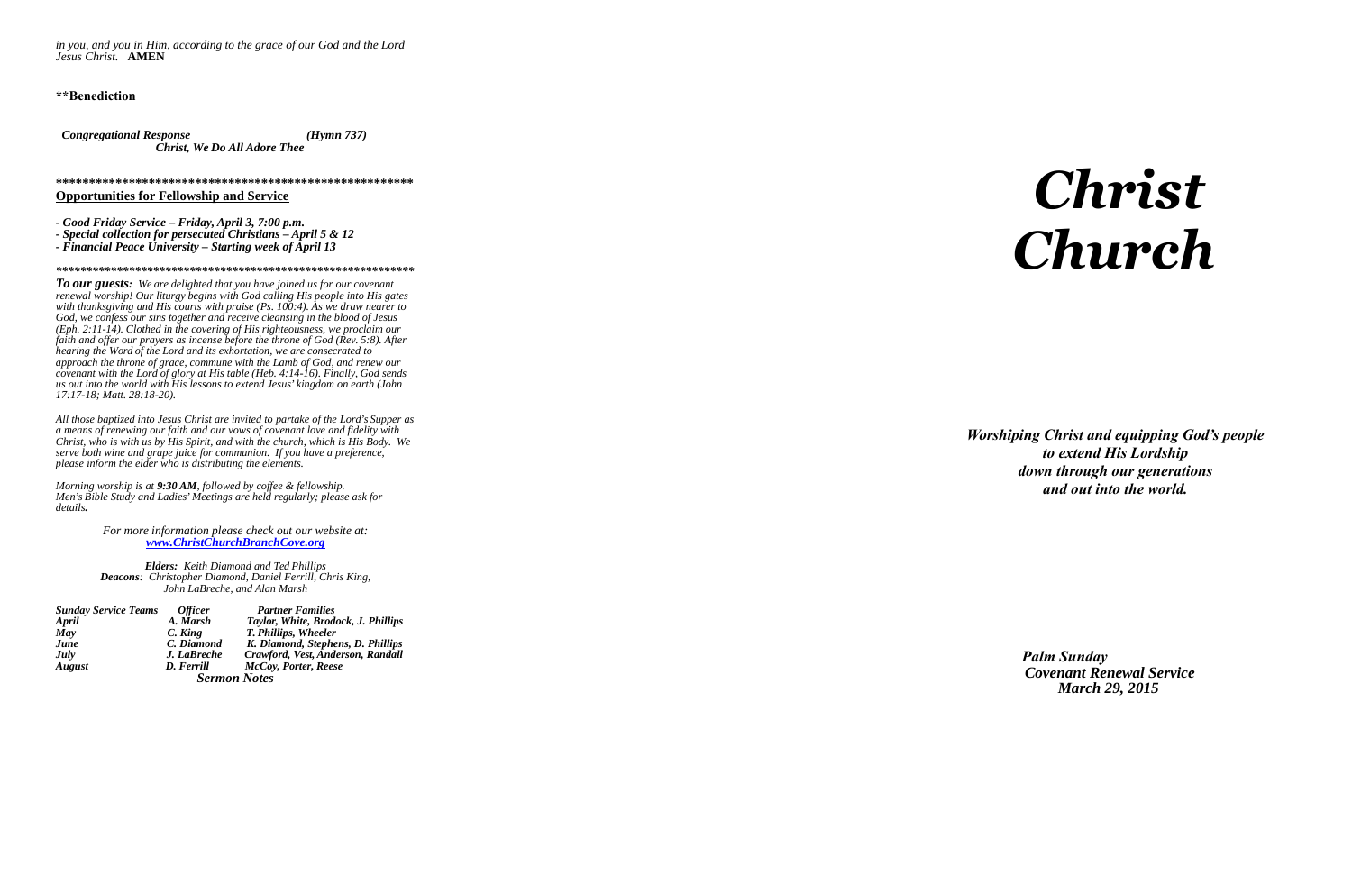*in you, and you in Him, according to the grace of our God and the Lord Jesus Christ.* **AMEN**

**\*\*Benediction**

***Congregational Response*** ***(Hymn 737)***
***Christ, We Do All Adore Thee***

**\*\*\*\*\*\*\*\*\*\*\*\*\*\*\*\*\*\*\*\*\*\*\*\*\*\*\*\*\*\*\*\*\*\*\*\*\*\*\*\*\*\*\*\*\*\*\*\*\*\*\*\*\*\*\*\*\*\***

**Opportunities for Fellowship and Service**

- ***Good Friday Service – Friday, April 3, 7:00 p.m.***
- ***Special collection for persecuted Christians – April 5 & 12***
- ***Financial Peace University – Starting week of April 13***

**\*\*\*\*\*\*\*\*\*\*\*\*\*\*\*\*\*\*\*\*\*\*\*\*\*\*\*\*\*\*\*\*\*\*\*\*\*\*\*\*\*\*\*\*\*\*\*\*\*\*\*\*\*\*\*\*\*\*\*\*\*\***

***To our guests:*** *We are delighted that you have joined us for our covenant renewal worship! Our liturgy begins with God calling His people into His gates with thanksgiving and His courts with praise (Ps. 100:4). As we draw nearer to God, we confess our sins together and receive cleansing in the blood of Jesus (Eph. 2:11-14). Clothed in the covering of His righteousness, we proclaim our faith and offer our prayers as incense before the throne of God (Rev. 5:8). After hearing the Word of the Lord and its exhortation, we are consecrated to approach the throne of grace, commune with the Lamb of God, and renew our covenant with the Lord of glory at His table (Heb. 4:14-16). Finally, God sends us out into the world with His lessons to extend Jesus' kingdom on earth (John 17:17-18; Matt. 28:18-20).*

*All those baptized into Jesus Christ are invited to partake of the Lord's Supper as a means of renewing our faith and our vows of covenant love and fidelity with Christ, who is with us by His Spirit, and with the church, which is His Body. We serve both wine and grape juice for communion. If you have a preference, please inform the elder who is distributing the elements.*

*Morning worship is at **9:30 AM**, followed by coffee & fellowship. Men's Bible Study and Ladies' Meetings are held regularly; please ask for details.*

*For more information please check out our website at:* ***www.ChristChurchBranchCove.org***

***Elders:*** *Keith Diamond and Ted Phillips*
***Deacons****: Christopher Diamond, Daniel Ferrill, Chris King, John LaBreche, and Alan Marsh*

| ***Sunday Service Teams*** | ***Officer*** | ***Partner Families*** |
|---|---|---|
| ***April*** | ***A. Marsh*** | ***Taylor, White, Brodock, J. Phillips*** |
| ***May*** | ***C. King*** | ***T. Phillips, Wheeler*** |
| ***June*** | ***C. Diamond*** | ***K. Diamond, Stephens, D. Phillips*** |
| ***July*** | ***J. LaBreche*** | ***Crawford, Vest, Anderson, Randall*** |
| ***August*** | ***D. Ferrill*** | ***McCoy, Porter, Reese*** |

***Sermon Notes***

# *Christ Church*

***Worshiping Christ and equipping God's people to extend His Lordship down through our generations and out into the world.***

***Palm Sunday***
***Covenant Renewal Service***
***March 29, 2015***